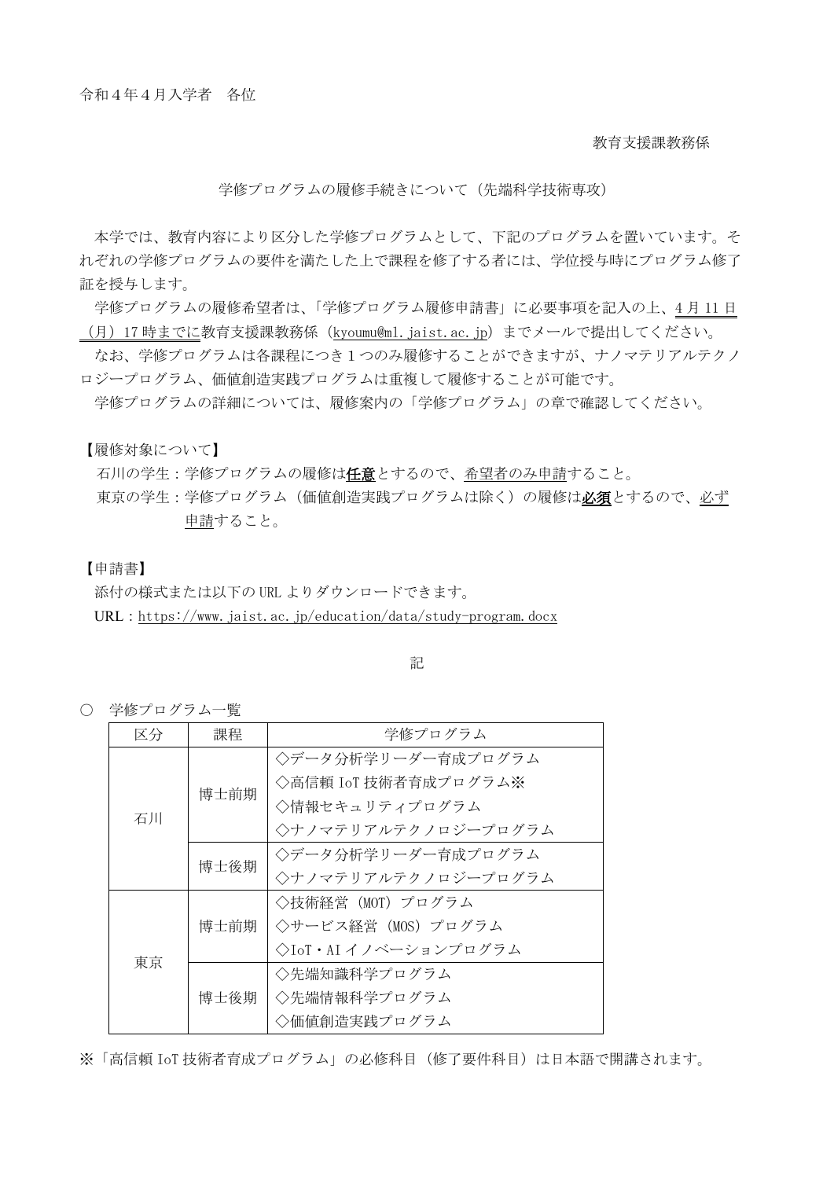令和４年４月入学者　各位

教育支援課教務係

学修プログラムの履修手続きについて（先端科学技術専攻）

本学では、教育内容により区分した学修プログラムとして、下記のプログラムを置いています。それぞれの学修プログラムの要件を満たした上で課程を修了する者には、学位授与時にプログラム修了証を授与します。

学修プログラムの履修希望者は、「学修プログラム履修申請書」に必要事項を記入の上、4 月 11 日（月）17 時までに教育支援課教務係（kyoumu@ml.jaist.ac.jp）までメールで提出してください。

なお、学修プログラムは各課程につき１つのみ履修することができますが、ナノマテリアルテクノロジープログラム、価値創造実践プログラムは重複して履修することが可能です。

学修プログラムの詳細については、履修案内の「学修プログラム」の章で確認してください。

【履修対象について】

石川の学生：学修プログラムの履修は**任意**とするので、希望者のみ申請すること。

東京の学生：学修プログラム（価値創造実践プログラムは除く）の履修は**必須**とするので、必ず申請すること。

【申請書】

添付の様式または以下の URL よりダウンロードできます。

URL：https://www.jaist.ac.jp/education/data/study-program.docx

記

○　学修プログラム一覧

| 区分 | 課程 | 学修プログラム |
| --- | --- | --- |
| 石川 | 博士前期 | ◇データ分析学リーダー育成プログラム<br>◇高信頼 IoT 技術者育成プログラム※<br>◇情報セキュリティプログラム<br>◇ナノマテリアルテクノロジープログラム |
| | 博士後期 | ◇データ分析学リーダー育成プログラム<br>◇ナノマテリアルテクノロジープログラム |
| 東京 | 博士前期 | ◇技術経営（MOT）プログラム<br>◇サービス経営（MOS）プログラム<br>◇IoT・AI イノベーションプログラム |
| | 博士後期 | ◇先端知識科学プログラム<br>◇先端情報科学プログラム<br>◇価値創造実践プログラム |

※「高信頼 IoT 技術者育成プログラム」の必修科目（修了要件科目）は日本語で開講されます。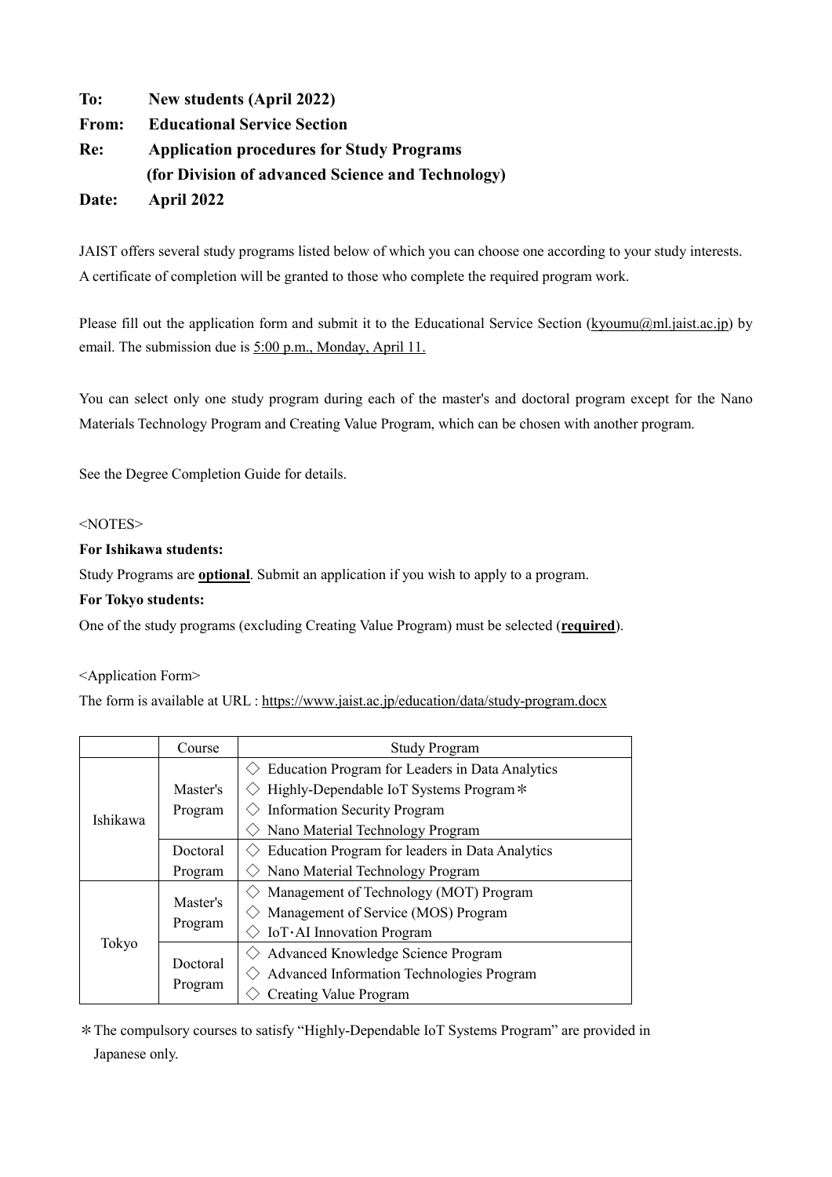**To: New students (April 2022)**
**From: Educational Service Section**
**Re: Application procedures for Study Programs**
**(for Division of advanced Science and Technology)**
**Date: April 2022**

JAIST offers several study programs listed below of which you can choose one according to your study interests. A certificate of completion will be granted to those who complete the required program work.

Please fill out the application form and submit it to the Educational Service Section (kyoumu@ml.jaist.ac.jp) by email. The submission due is 5:00 p.m., Monday, April 11.

You can select only one study program during each of the master's and doctoral program except for the Nano Materials Technology Program and Creating Value Program, which can be chosen with another program.

See the Degree Completion Guide for details.

<NOTES>

**For Ishikawa students:**

Study Programs are **optional**. Submit an application if you wish to apply to a program.

**For Tokyo students:**

One of the study programs (excluding Creating Value Program) must be selected (**required**).

<Application Form>

The form is available at URL : https://www.jaist.ac.jp/education/data/study-program.docx

| | Course | Study Program |
|---|---|---|
| Ishikawa | Master's Program | ◇ Education Program for Leaders in Data Analytics<br>◇ Highly-Dependable IoT Systems Program＊<br>◇ Information Security Program<br>◇ Nano Material Technology Program |
| | Doctoral Program | ◇ Education Program for leaders in Data Analytics<br>◇ Nano Material Technology Program |
| Tokyo | Master's Program | ◇ Management of Technology (MOT) Program<br>◇ Management of Service (MOS) Program<br>◇ IoT･AI Innovation Program |
| | Doctoral Program | ◇ Advanced Knowledge Science Program<br>◇ Advanced Information Technologies Program<br>◇ Creating Value Program |

＊The compulsory courses to satisfy "Highly-Dependable IoT Systems Program" are provided in Japanese only.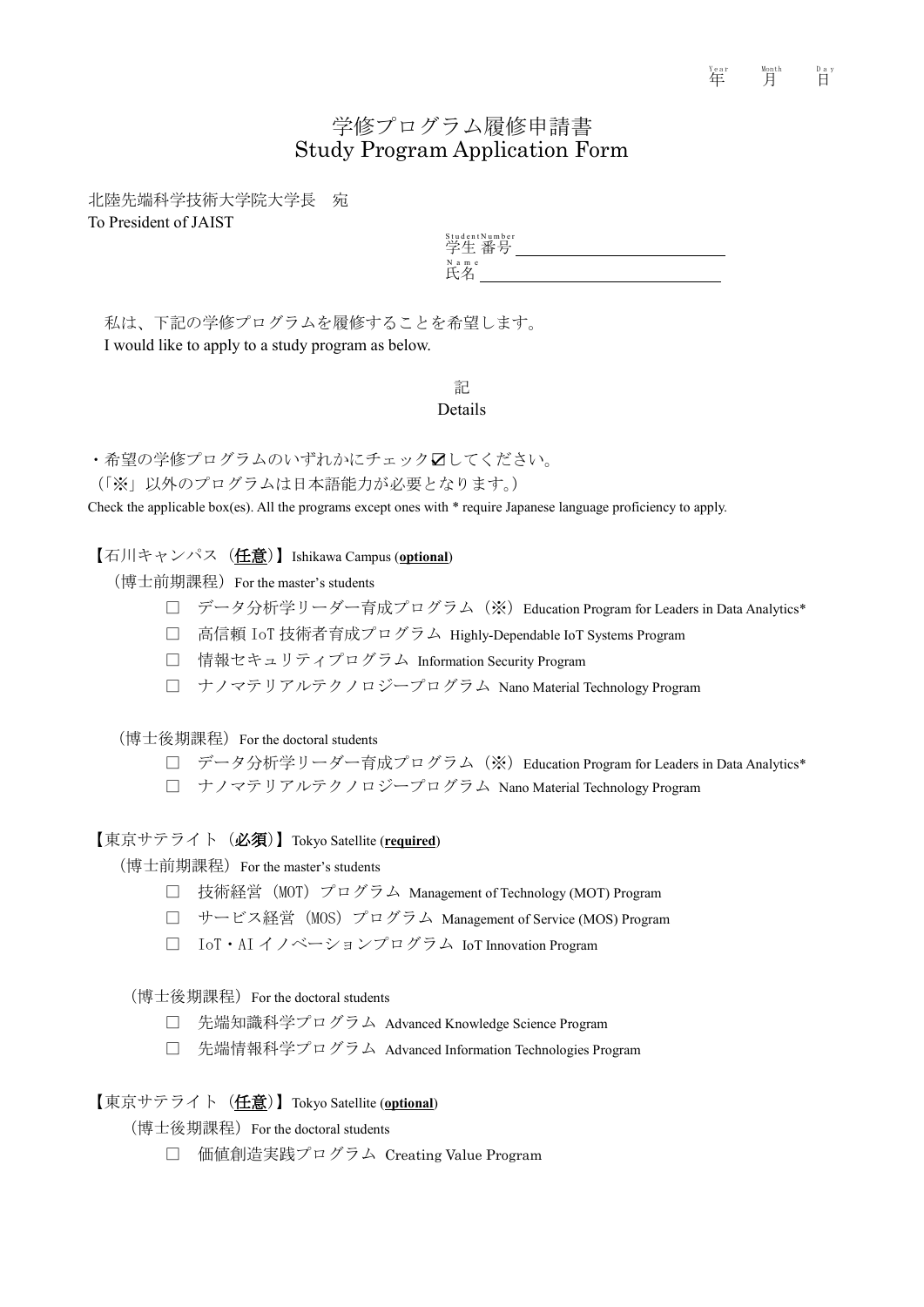年（Year）　月（Month）　日（Day）

# 学修プログラム履修申請書
# Study Program Application Form

北陸先端科学技術大学院大学長　宛
To President of JAIST

学生番号（Student Number）＿＿＿＿＿＿＿＿＿＿

氏名（Name）＿＿＿＿＿＿＿＿＿＿

私は、下記の学修プログラムを履修することを希望します。
I would like to apply to a study program as below.

記
Details

・希望の学修プログラムのいずれかにチェック☑してください。
（「※」以外のプログラムは日本語能力が必要となります。）
Check the applicable box(es). All the programs except ones with * require Japanese language proficiency to apply.

【石川キャンパス（**任意**）】Ishikawa Campus (**optional**)

（博士前期課程）For the master's students

- □ データ分析学リーダー育成プログラム（※）Education Program for Leaders in Data Analytics*
- □ 高信頼 IoT 技術者育成プログラム Highly-Dependable IoT Systems Program
- □ 情報セキュリティプログラム Information Security Program
- □ ナノマテリアルテクノロジープログラム Nano Material Technology Program

（博士後期課程）For the doctoral students

- □ データ分析学リーダー育成プログラム（※）Education Program for Leaders in Data Analytics*
- □ ナノマテリアルテクノロジープログラム Nano Material Technology Program

【東京サテライト（**必須**）】Tokyo Satellite (**required**)

（博士前期課程）For the master's students

- □ 技術経営（MOT）プログラム Management of Technology (MOT) Program
- □ サービス経営（MOS）プログラム Management of Service (MOS) Program
- □ IoT・AI イノベーションプログラム IoT Innovation Program

（博士後期課程）For the doctoral students

- □ 先端知識科学プログラム Advanced Knowledge Science Program
- □ 先端情報科学プログラム Advanced Information Technologies Program

【東京サテライト（**任意**）】Tokyo Satellite (**optional**)

（博士後期課程）For the doctoral students

- □ 価値創造実践プログラム Creating Value Program